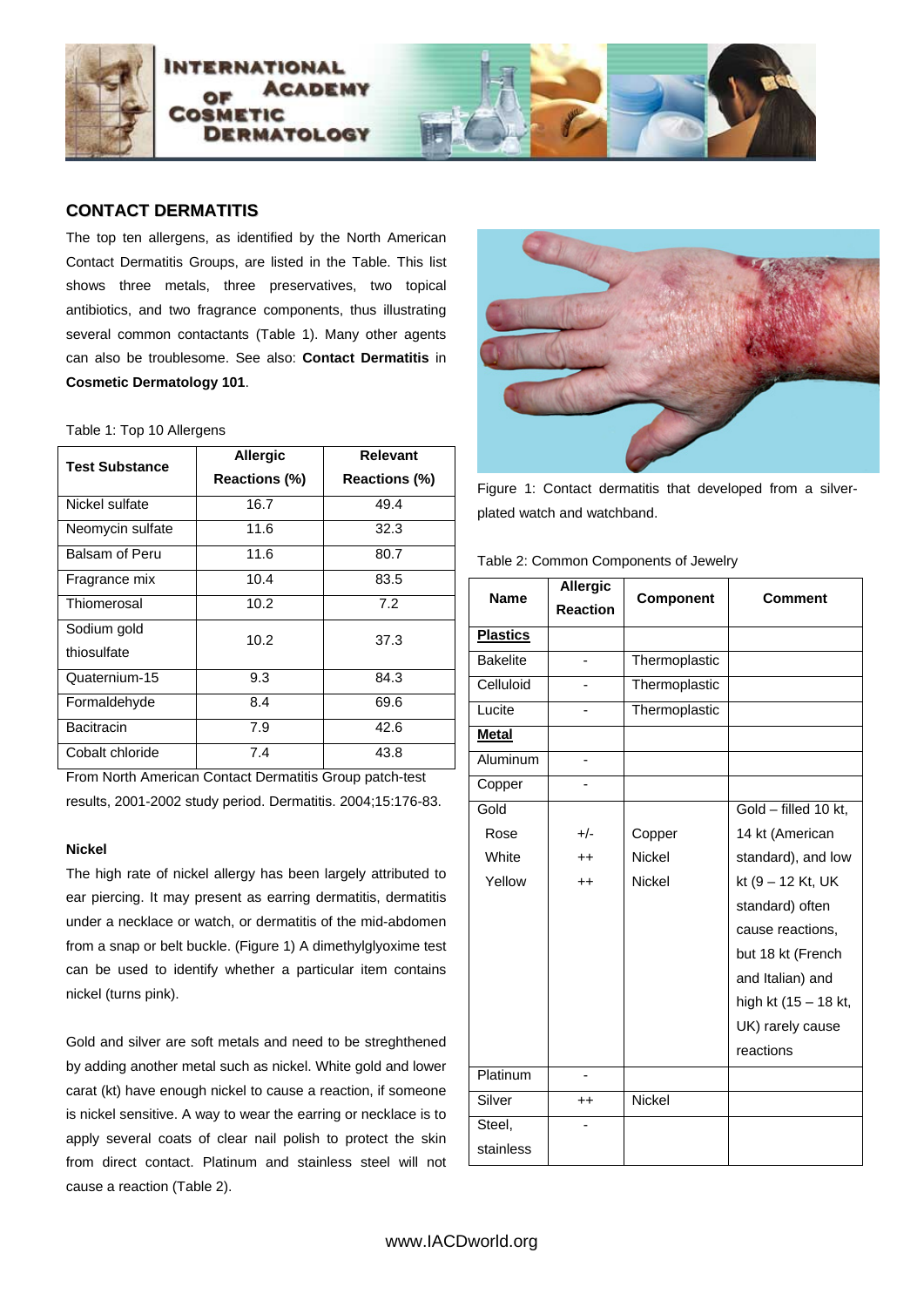## CONTACT DERMATITIS

The top ten allergens, as identified by the North American Contact Dermatitis Groups, are listed in the Table. This list shows three metals, three preservatives, two topical antibiotics, and two fragrance components, thus illustrating several common contactants (Table 1). Many other agents can also be troublesome. See also: **Contact Dermatitis** in **Cosmetic Dermatology 101**.

Table 1: Top 10 Allergens

| Test Substance | Allergic Reactions (%) | Relevant Reactions (%) |
|---|---|---|
| Nickel sulfate | 16.7 | 49.4 |
| Neomycin sulfate | 11.6 | 32.3 |
| Balsam of Peru | 11.6 | 80.7 |
| Fragrance mix | 10.4 | 83.5 |
| Thiomerosal | 10.2 | 7.2 |
| Sodium gold thiosulfate | 10.2 | 37.3 |
| Quaternium-15 | 9.3 | 84.3 |
| Formaldehyde | 8.4 | 69.6 |
| Bacitracin | 7.9 | 42.6 |
| Cobalt chloride | 7.4 | 43.8 |

From North American Contact Dermatitis Group patch-test results, 2001-2002 study period. Dermatitis. 2004;15:176-83.

### Nickel

The high rate of nickel allergy has been largely attributed to ear piercing. It may present as earring dermatitis, dermatitis under a necklace or watch, or dermatitis of the mid-abdomen from a snap or belt buckle. (Figure 1) A dimethylglyoxime test can be used to identify whether a particular item contains nickel (turns pink).

Figure 1: Contact dermatitis that developed from a silver-plated watch and watchband.

Gold and silver are soft metals and need to be streghthened by adding another metal such as nickel. White gold and lower carat (kt) have enough nickel to cause a reaction, if someone is nickel sensitive. A way to wear the earring or necklace is to apply several coats of clear nail polish to protect the skin from direct contact. Platinum and stainless steel will not cause a reaction (Table 2).

Table 2: Common Components of Jewelry

| Name | Allergic Reaction | Component | Comment |
|---|---|---|---|
| **Plastics** | | | |
| Bakelite | - | Thermoplastic | |
| Celluloid | - | Thermoplastic | |
| Lucite | - | Thermoplastic | |
| **Metal** | | | |
| Aluminum | - | | |
| Copper | - | | |
| Gold | | | Gold – filled 10 kt, 14 kt (American standard), and low kt (9 – 12 Kt, UK standard) often cause reactions, but 18 kt (French and Italian) and high kt (15 – 18 kt, UK) rarely cause reactions |
| Rose | +/- | Copper | |
| White | ++ | Nickel | |
| Yellow | ++ | Nickel | |
| Platinum | - | | |
| Silver | ++ | Nickel | |
| Steel, stainless | - | | |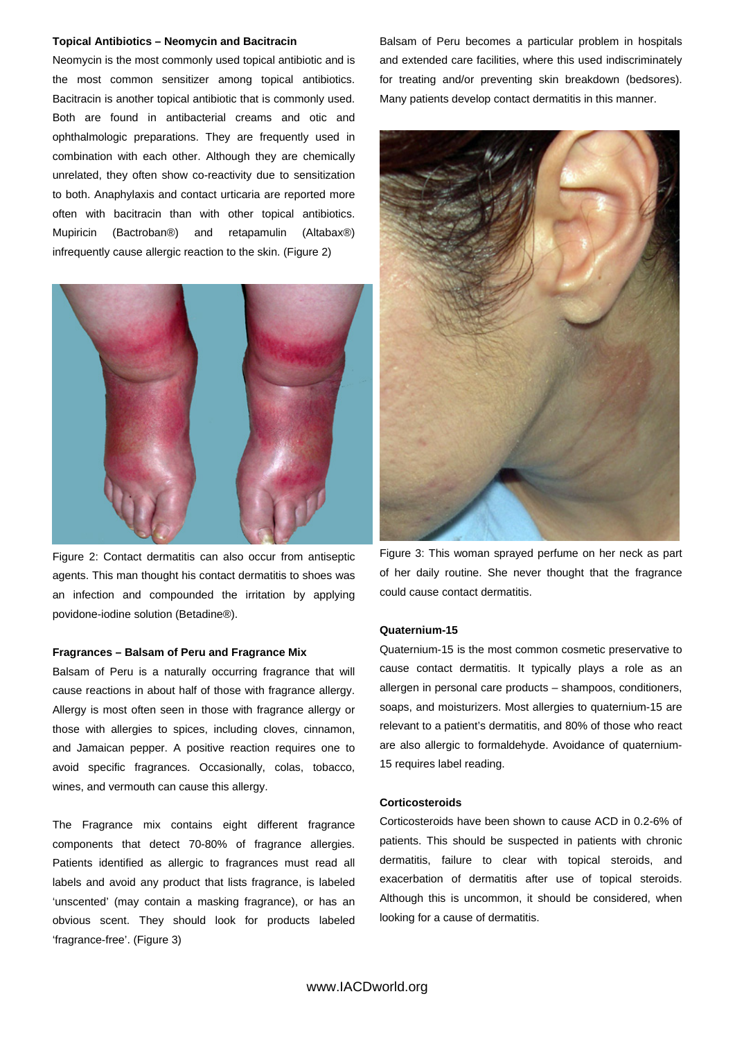### Topical Antibiotics – Neomycin and Bacitracin

Neomycin is the most commonly used topical antibiotic and is the most common sensitizer among topical antibiotics. Bacitracin is another topical antibiotic that is commonly used. Both are found in antibacterial creams and otic and ophthalmologic preparations. They are frequently used in combination with each other. Although they are chemically unrelated, they often show co-reactivity due to sensitization to both. Anaphylaxis and contact urticaria are reported more often with bacitracin than with other topical antibiotics. Mupiricin (Bactroban®) and retapamulin (Altabax®) infrequently cause allergic reaction to the skin. (Figure 2)

Figure 2: Contact dermatitis can also occur from antiseptic agents. This man thought his contact dermatitis to shoes was an infection and compounded the irritation by applying povidone-iodine solution (Betadine®).

### Fragrances – Balsam of Peru and Fragrance Mix

Balsam of Peru is a naturally occurring fragrance that will cause reactions in about half of those with fragrance allergy. Allergy is most often seen in those with fragrance allergy or those with allergies to spices, including cloves, cinnamon, and Jamaican pepper. A positive reaction requires one to avoid specific fragrances. Occasionally, colas, tobacco, wines, and vermouth can cause this allergy.

The Fragrance mix contains eight different fragrance components that detect 70-80% of fragrance allergies. Patients identified as allergic to fragrances must read all labels and avoid any product that lists fragrance, is labeled 'unscented' (may contain a masking fragrance), or has an obvious scent. They should look for products labeled 'fragrance-free'. (Figure 3)

Balsam of Peru becomes a particular problem in hospitals and extended care facilities, where this used indiscriminately for treating and/or preventing skin breakdown (bedsores). Many patients develop contact dermatitis in this manner.

Figure 3: This woman sprayed perfume on her neck as part of her daily routine. She never thought that the fragrance could cause contact dermatitis.

### Quaternium-15

Quaternium-15 is the most common cosmetic preservative to cause contact dermatitis. It typically plays a role as an allergen in personal care products – shampoos, conditioners, soaps, and moisturizers. Most allergies to quaternium-15 are relevant to a patient's dermatitis, and 80% of those who react are also allergic to formaldehyde. Avoidance of quaternium-15 requires label reading.

### Corticosteroids

Corticosteroids have been shown to cause ACD in 0.2-6% of patients. This should be suspected in patients with chronic dermatitis, failure to clear with topical steroids, and exacerbation of dermatitis after use of topical steroids. Although this is uncommon, it should be considered, when looking for a cause of dermatitis.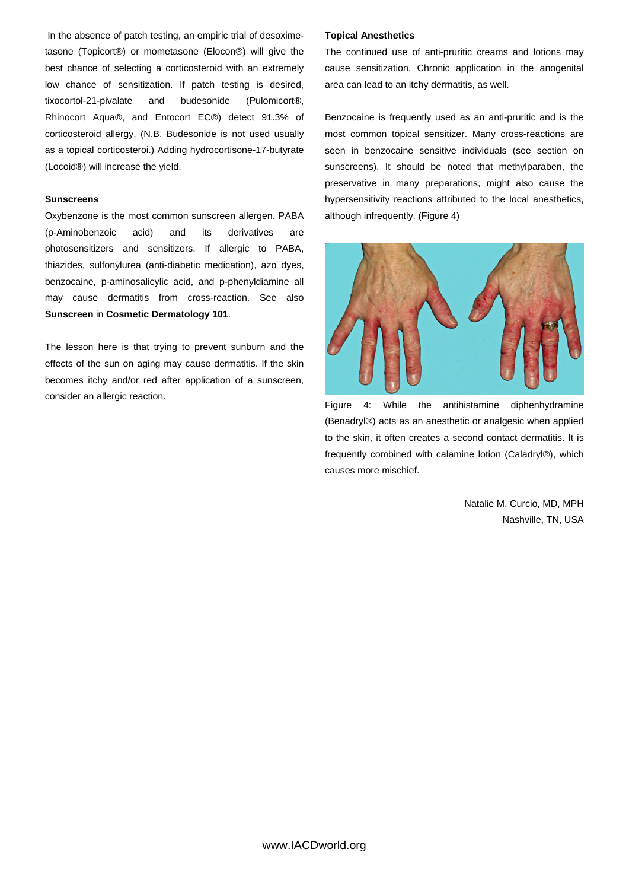In the absence of patch testing, an empiric trial of desoximetasone (Topicort®) or mometasone (Elocon®) will give the best chance of selecting a corticosteroid with an extremely low chance of sensitization. If patch testing is desired, tixocortol-21-pivalate and budesonide (Pulomicort®, Rhinocort Aqua®, and Entocort EC®) detect 91.3% of corticosteroid allergy. (N.B. Budesonide is not used usually as a topical corticosteroi.) Adding hydrocortisone-17-butyrate (Locoid®) will increase the yield.

**Sunscreens**

Oxybenzone is the most common sunscreen allergen. PABA (p-Aminobenzoic acid) and its derivatives are photosensitizers and sensitizers. If allergic to PABA, thiazides, sulfonylurea (anti-diabetic medication), azo dyes, benzocaine, p-aminosalicylic acid, and p-phenyldiamine all may cause dermatitis from cross-reaction. See also **Sunscreen** in **Cosmetic Dermatology 101**.

The lesson here is that trying to prevent sunburn and the effects of the sun on aging may cause dermatitis. If the skin becomes itchy and/or red after application of a sunscreen, consider an allergic reaction.

**Topical Anesthetics**

The continued use of anti-pruritic creams and lotions may cause sensitization. Chronic application in the anogenital area can lead to an itchy dermatitis, as well.

Benzocaine is frequently used as an anti-pruritic and is the most common topical sensitizer. Many cross-reactions are seen in benzocaine sensitive individuals (see section on sunscreens). It should be noted that methylparaben, the preservative in many preparations, might also cause the hypersensitivity reactions attributed to the local anesthetics, although infrequently. (Figure 4)

Figure 4: While the antihistamine diphenhydramine (Benadryl®) acts as an anesthetic or analgesic when applied to the skin, it often creates a second contact dermatitis. It is frequently combined with calamine lotion (Caladryl®), which causes more mischief.

Natalie M. Curcio, MD, MPH
Nashville, TN, USA